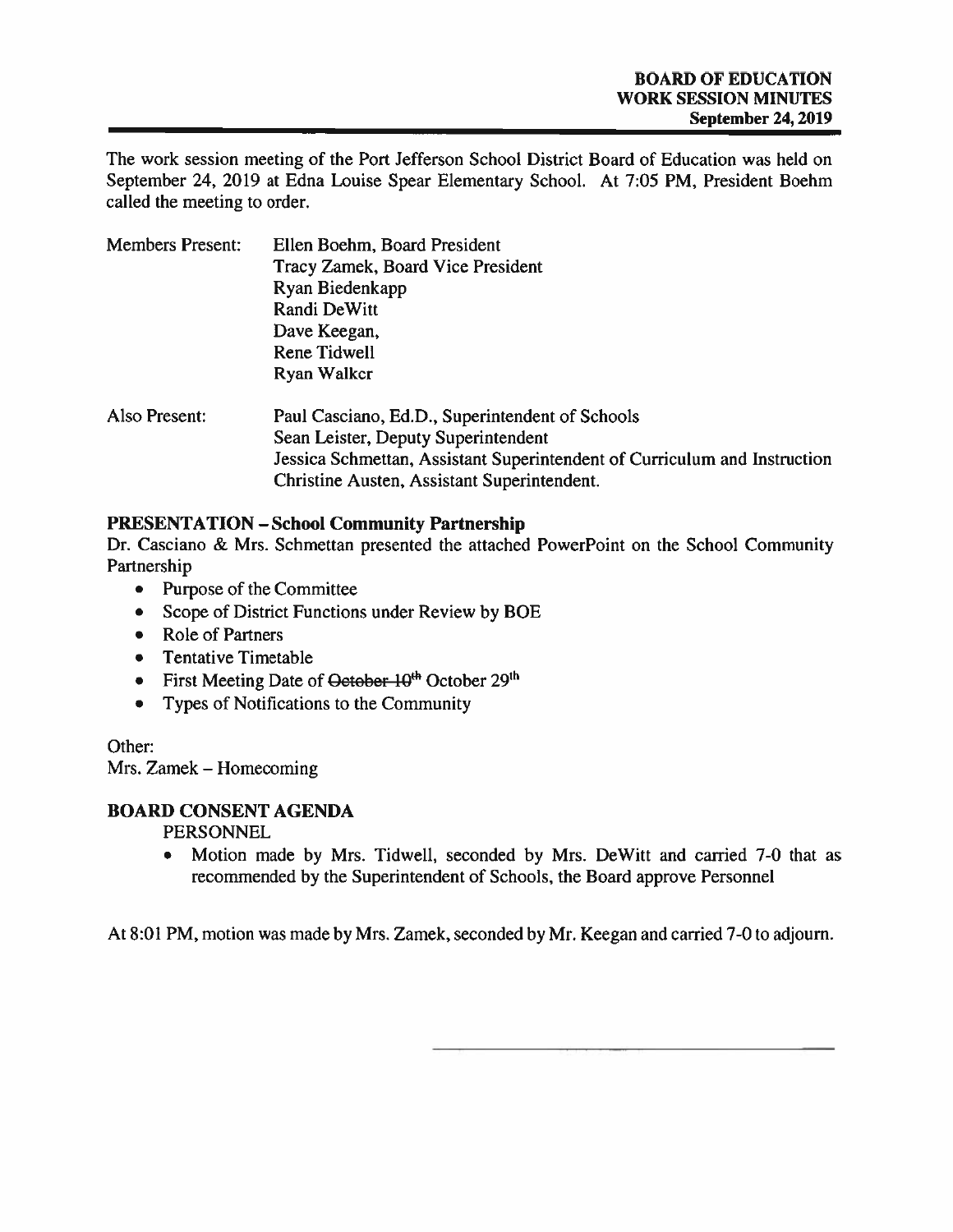**BOARD OF EDUCATION**
**WORK SESSION MINUTES**
**September 24, 2019**

The work session meeting of the Port Jefferson School District Board of Education was held on September 24, 2019 at Edna Louise Spear Elementary School. At 7:05 PM, President Boehm called the meeting to order.

Members Present: Ellen Boehm, Board President
Tracy Zamek, Board Vice President
Ryan Biedenkapp
Randi DeWitt
Dave Keegan,
Rene Tidwell
Ryan Walker

Also Present: Paul Casciano, Ed.D., Superintendent of Schools
Sean Leister, Deputy Superintendent
Jessica Schmettan, Assistant Superintendent of Curriculum and Instruction
Christine Austen, Assistant Superintendent.

**PRESENTATION – School Community Partnership**

Dr. Casciano & Mrs. Schmettan presented the attached PowerPoint on the School Community Partnership

- Purpose of the Committee
- Scope of District Functions under Review by BOE
- Role of Partners
- Tentative Timetable
- First Meeting Date of ~~October 10th~~ October 29th
- Types of Notifications to the Community

Other:
Mrs. Zamek – Homecoming

**BOARD CONSENT AGENDA**

PERSONNEL

- Motion made by Mrs. Tidwell, seconded by Mrs. DeWitt and carried 7-0 that as recommended by the Superintendent of Schools, the Board approve Personnel

At 8:01 PM, motion was made by Mrs. Zamek, seconded by Mr. Keegan and carried 7-0 to adjourn.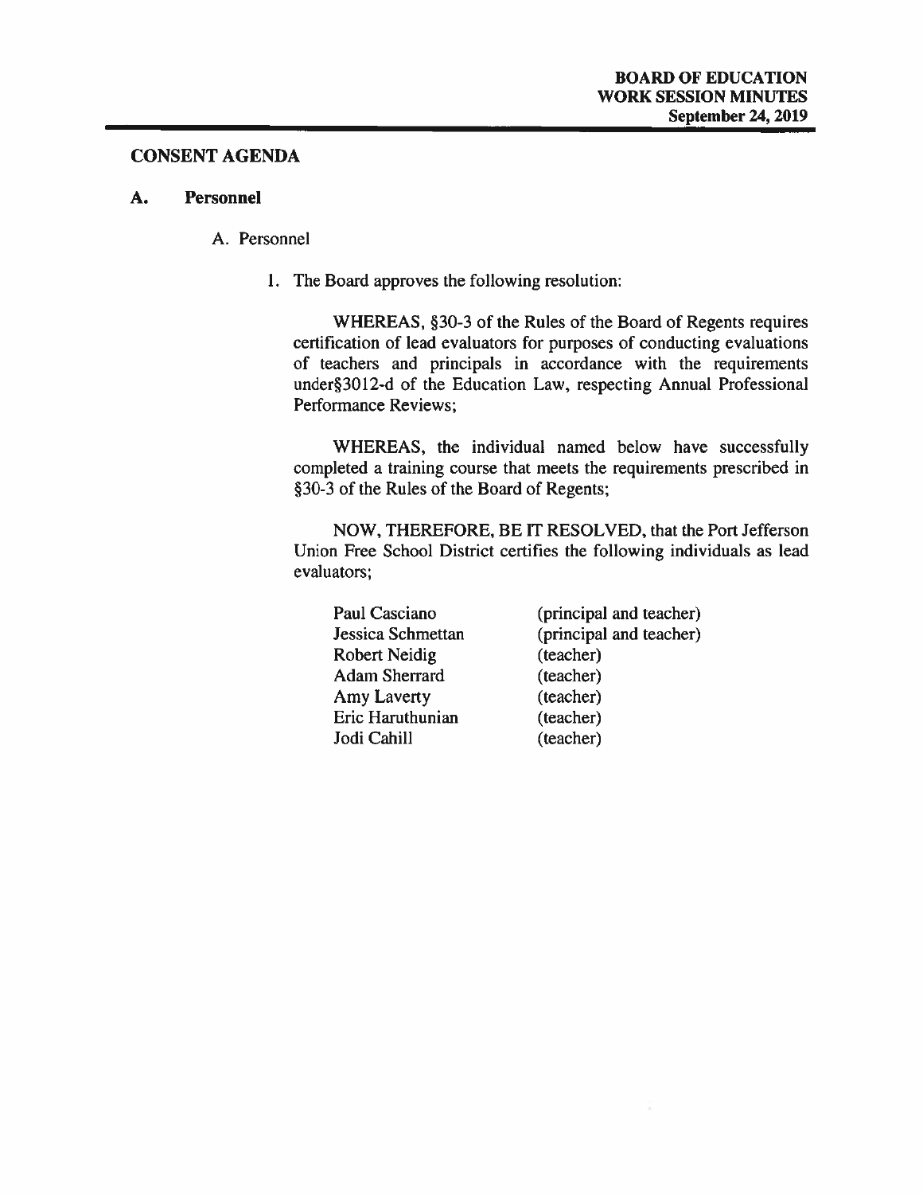## CONSENT AGENDA

### A. Personnel

A. Personnel

1. The Board approves the following resolution:

   WHEREAS, §30-3 of the Rules of the Board of Regents requires certification of lead evaluators for purposes of conducting evaluations of teachers and principals in accordance with the requirements under§3012-d of the Education Law, respecting Annual Professional Performance Reviews;

   WHEREAS, the individual named below have successfully completed a training course that meets the requirements prescribed in §30-3 of the Rules of the Board of Regents;

   NOW, THEREFORE, BE IT RESOLVED, that the Port Jefferson Union Free School District certifies the following individuals as lead evaluators;

   | | |
   |---|---|
   | Paul Casciano | (principal and teacher) |
   | Jessica Schmettan | (principal and teacher) |
   | Robert Neidig | (teacher) |
   | Adam Sherrard | (teacher) |
   | Amy Laverty | (teacher) |
   | Eric Haruthunian | (teacher) |
   | Jodi Cahill | (teacher) |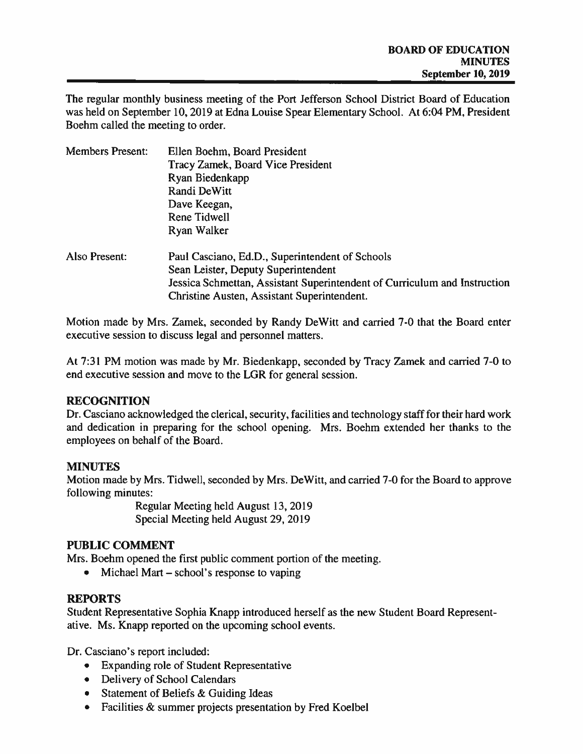**BOARD OF EDUCATION**
**MINUTES**
**September 10, 2019**

The regular monthly business meeting of the Port Jefferson School District Board of Education was held on September 10, 2019 at Edna Louise Spear Elementary School. At 6:04 PM, President Boehm called the meeting to order.

Members Present: Ellen Boehm, Board President
Tracy Zamek, Board Vice President
Ryan Biedenkapp
Randi DeWitt
Dave Keegan,
Rene Tidwell
Ryan Walker

Also Present: Paul Casciano, Ed.D., Superintendent of Schools
Sean Leister, Deputy Superintendent
Jessica Schmettan, Assistant Superintendent of Curriculum and Instruction
Christine Austen, Assistant Superintendent.

Motion made by Mrs. Zamek, seconded by Randy DeWitt and carried 7-0 that the Board enter executive session to discuss legal and personnel matters.

At 7:31 PM motion was made by Mr. Biedenkapp, seconded by Tracy Zamek and carried 7-0 to end executive session and move to the LGR for general session.

## RECOGNITION

Dr. Casciano acknowledged the clerical, security, facilities and technology staff for their hard work and dedication in preparing for the school opening. Mrs. Boehm extended her thanks to the employees on behalf of the Board.

## MINUTES

Motion made by Mrs. Tidwell, seconded by Mrs. DeWitt, and carried 7-0 for the Board to approve following minutes:

Regular Meeting held August 13, 2019
Special Meeting held August 29, 2019

## PUBLIC COMMENT

Mrs. Boehm opened the first public comment portion of the meeting.

- Michael Mart – school's response to vaping

## REPORTS

Student Representative Sophia Knapp introduced herself as the new Student Board Representative. Ms. Knapp reported on the upcoming school events.

Dr. Casciano's report included:

- Expanding role of Student Representative
- Delivery of School Calendars
- Statement of Beliefs & Guiding Ideas
- Facilities & summer projects presentation by Fred Koelbel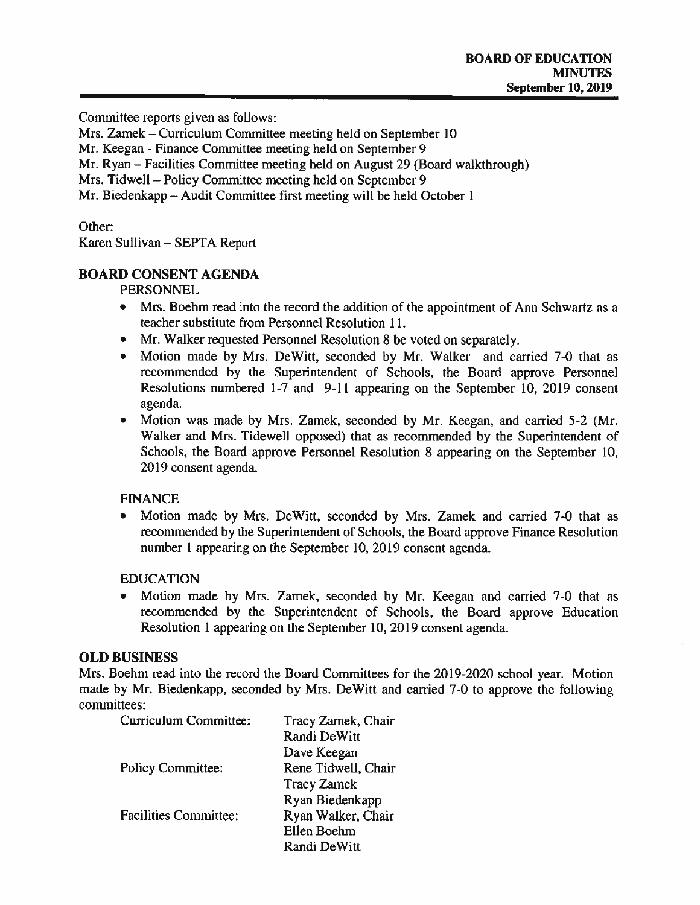Committee reports given as follows:

Mrs. Zamek – Curriculum Committee meeting held on September 10
Mr. Keegan - Finance Committee meeting held on September 9
Mr. Ryan – Facilities Committee meeting held on August 29 (Board walkthrough)
Mrs. Tidwell – Policy Committee meeting held on September 9
Mr. Biedenkapp – Audit Committee first meeting will be held October 1

Other:
Karen Sullivan – SEPTA Report

## BOARD CONSENT AGENDA

PERSONNEL

- Mrs. Boehm read into the record the addition of the appointment of Ann Schwartz as a teacher substitute from Personnel Resolution 11.
- Mr. Walker requested Personnel Resolution 8 be voted on separately.
- Motion made by Mrs. DeWitt, seconded by Mr. Walker and carried 7-0 that as recommended by the Superintendent of Schools, the Board approve Personnel Resolutions numbered 1-7 and 9-11 appearing on the September 10, 2019 consent agenda.
- Motion was made by Mrs. Zamek, seconded by Mr. Keegan, and carried 5-2 (Mr. Walker and Mrs. Tidewell opposed) that as recommended by the Superintendent of Schools, the Board approve Personnel Resolution 8 appearing on the September 10, 2019 consent agenda.

FINANCE

- Motion made by Mrs. DeWitt, seconded by Mrs. Zamek and carried 7-0 that as recommended by the Superintendent of Schools, the Board approve Finance Resolution number 1 appearing on the September 10, 2019 consent agenda.

EDUCATION

- Motion made by Mrs. Zamek, seconded by Mr. Keegan and carried 7-0 that as recommended by the Superintendent of Schools, the Board approve Education Resolution 1 appearing on the September 10, 2019 consent agenda.

## OLD BUSINESS

Mrs. Boehm read into the record the Board Committees for the 2019-2020 school year. Motion made by Mr. Biedenkapp, seconded by Mrs. DeWitt and carried 7-0 to approve the following committees:

| | |
|---|---|
| Curriculum Committee: | Tracy Zamek, Chair |
| | Randi DeWitt |
| | Dave Keegan |
| Policy Committee: | Rene Tidwell, Chair |
| | Tracy Zamek |
| | Ryan Biedenkapp |
| Facilities Committee: | Ryan Walker, Chair |
| | Ellen Boehm |
| | Randi DeWitt |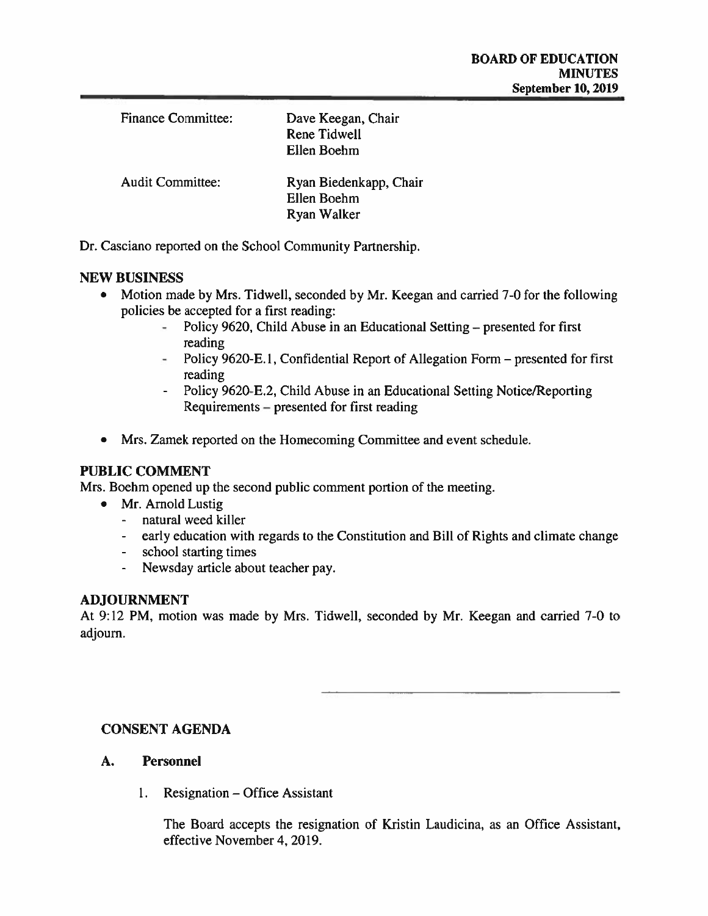Finance Committee: Dave Keegan, Chair
Rene Tidwell
Ellen Boehm

Audit Committee: Ryan Biedenkapp, Chair
Ellen Boehm
Ryan Walker

Dr. Casciano reported on the School Community Partnership.

## NEW BUSINESS

- Motion made by Mrs. Tidwell, seconded by Mr. Keegan and carried 7-0 for the following policies be accepted for a first reading:
  - Policy 9620, Child Abuse in an Educational Setting – presented for first reading
  - Policy 9620-E.1, Confidential Report of Allegation Form – presented for first reading
  - Policy 9620-E.2, Child Abuse in an Educational Setting Notice/Reporting Requirements – presented for first reading
- Mrs. Zamek reported on the Homecoming Committee and event schedule.

## PUBLIC COMMENT

Mrs. Boehm opened up the second public comment portion of the meeting.

- Mr. Arnold Lustig
  - natural weed killer
  - early education with regards to the Constitution and Bill of Rights and climate change
  - school starting times
  - Newsday article about teacher pay.

## ADJOURNMENT

At 9:12 PM, motion was made by Mrs. Tidwell, seconded by Mr. Keegan and carried 7-0 to adjourn.

## CONSENT AGENDA

### A. Personnel

1. Resignation – Office Assistant

   The Board accepts the resignation of Kristin Laudicina, as an Office Assistant, effective November 4, 2019.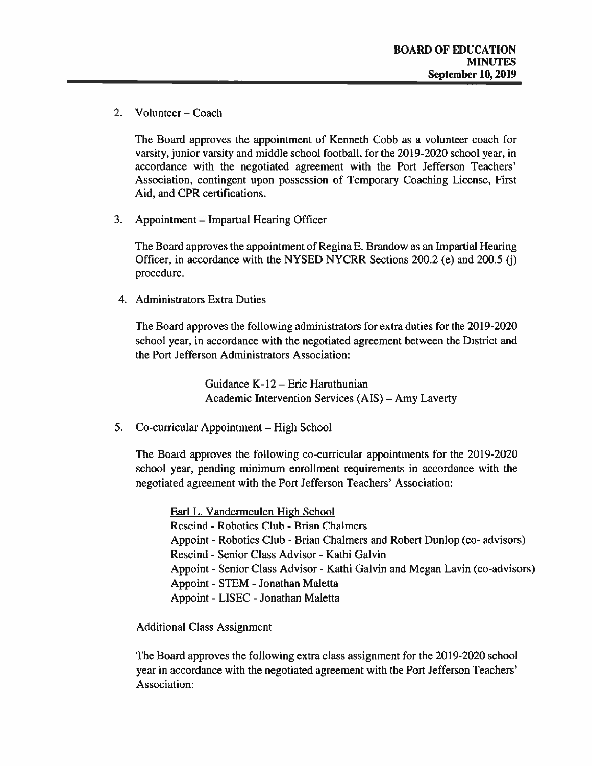2. Volunteer – Coach

   The Board approves the appointment of Kenneth Cobb as a volunteer coach for varsity, junior varsity and middle school football, for the 2019-2020 school year, in accordance with the negotiated agreement with the Port Jefferson Teachers' Association, contingent upon possession of Temporary Coaching License, First Aid, and CPR certifications.

3. Appointment – Impartial Hearing Officer

   The Board approves the appointment of Regina E. Brandow as an Impartial Hearing Officer, in accordance with the NYSED NYCRR Sections 200.2 (e) and 200.5 (j) procedure.

4. Administrators Extra Duties

   The Board approves the following administrators for extra duties for the 2019-2020 school year, in accordance with the negotiated agreement between the District and the Port Jefferson Administrators Association:

   Guidance K-12 – Eric Haruthunian
   Academic Intervention Services (AIS) – Amy Laverty

5. Co-curricular Appointment – High School

   The Board approves the following co-curricular appointments for the 2019-2020 school year, pending minimum enrollment requirements in accordance with the negotiated agreement with the Port Jefferson Teachers' Association:

   Earl L. Vandermeulen High School
   Rescind - Robotics Club - Brian Chalmers
   Appoint - Robotics Club - Brian Chalmers and Robert Dunlop (co- advisors)
   Rescind - Senior Class Advisor - Kathi Galvin
   Appoint - Senior Class Advisor - Kathi Galvin and Megan Lavin (co-advisors)
   Appoint - STEM - Jonathan Maletta
   Appoint - LISEC - Jonathan Maletta

   Additional Class Assignment

   The Board approves the following extra class assignment for the 2019-2020 school year in accordance with the negotiated agreement with the Port Jefferson Teachers' Association: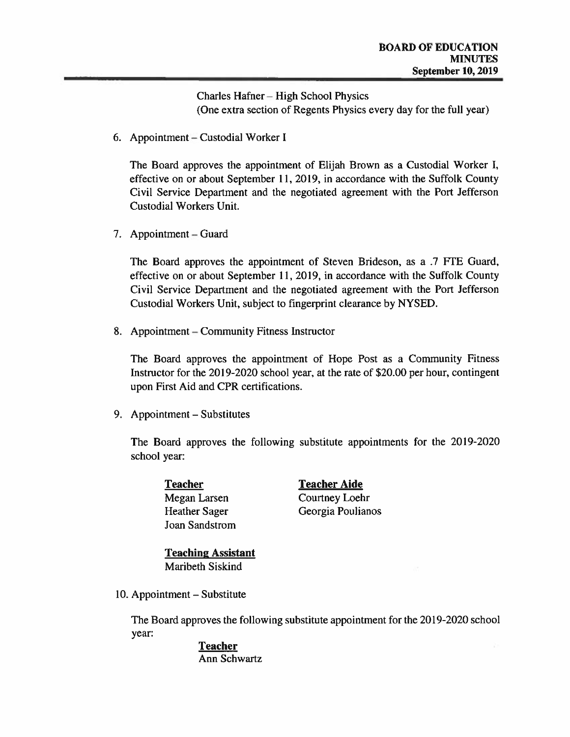Charles Hafner – High School Physics
(One extra section of Regents Physics every day for the full year)

6. Appointment – Custodial Worker I

   The Board approves the appointment of Elijah Brown as a Custodial Worker I, effective on or about September 11, 2019, in accordance with the Suffolk County Civil Service Department and the negotiated agreement with the Port Jefferson Custodial Workers Unit.

7. Appointment – Guard

   The Board approves the appointment of Steven Brideson, as a .7 FTE Guard, effective on or about September 11, 2019, in accordance with the Suffolk County Civil Service Department and the negotiated agreement with the Port Jefferson Custodial Workers Unit, subject to fingerprint clearance by NYSED.

8. Appointment – Community Fitness Instructor

   The Board approves the appointment of Hope Post as a Community Fitness Instructor for the 2019-2020 school year, at the rate of $20.00 per hour, contingent upon First Aid and CPR certifications.

9. Appointment – Substitutes

   The Board approves the following substitute appointments for the 2019-2020 school year:

   **Teacher**
   Megan Larsen
   Heather Sager
   Joan Sandstrom

   **Teacher Aide**
   Courtney Loehr
   Georgia Poulianos

   **Teaching Assistant**
   Maribeth Siskind

10. Appointment – Substitute

    The Board approves the following substitute appointment for the 2019-2020 school year:

    **Teacher**
    Ann Schwartz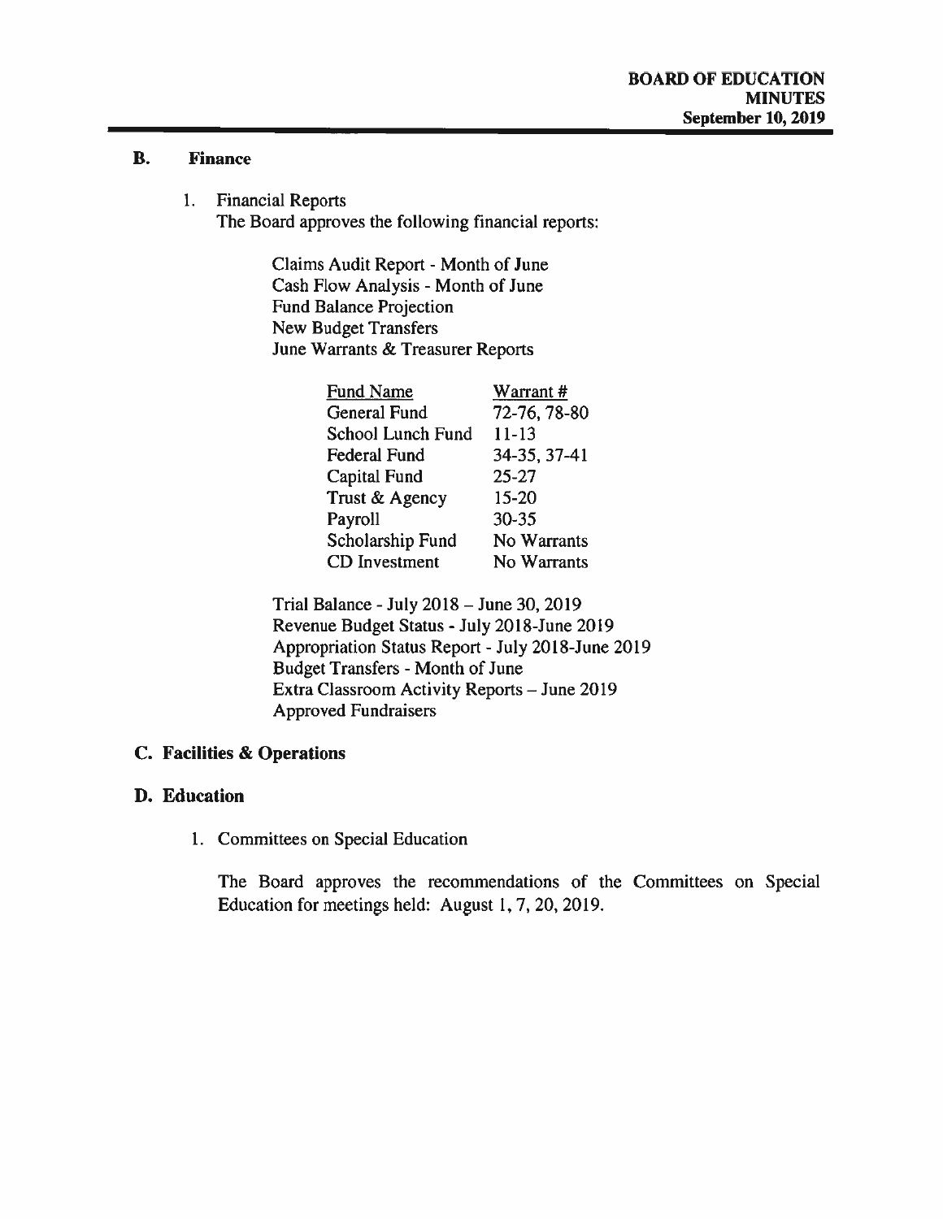## B. Finance

1. Financial Reports
   The Board approves the following financial reports:

   Claims Audit Report - Month of June
   Cash Flow Analysis - Month of June
   Fund Balance Projection
   New Budget Transfers
   June Warrants & Treasurer Reports

   | Fund Name | Warrant # |
   | --- | --- |
   | General Fund | 72-76, 78-80 |
   | School Lunch Fund | 11-13 |
   | Federal Fund | 34-35, 37-41 |
   | Capital Fund | 25-27 |
   | Trust & Agency | 15-20 |
   | Payroll | 30-35 |
   | Scholarship Fund | No Warrants |
   | CD Investment | No Warrants |

   Trial Balance - July 2018 – June 30, 2019
   Revenue Budget Status - July 2018-June 2019
   Appropriation Status Report - July 2018-June 2019
   Budget Transfers - Month of June
   Extra Classroom Activity Reports – June 2019
   Approved Fundraisers

## C. Facilities & Operations

## D. Education

1. Committees on Special Education

   The Board approves the recommendations of the Committees on Special Education for meetings held: August 1, 7, 20, 2019.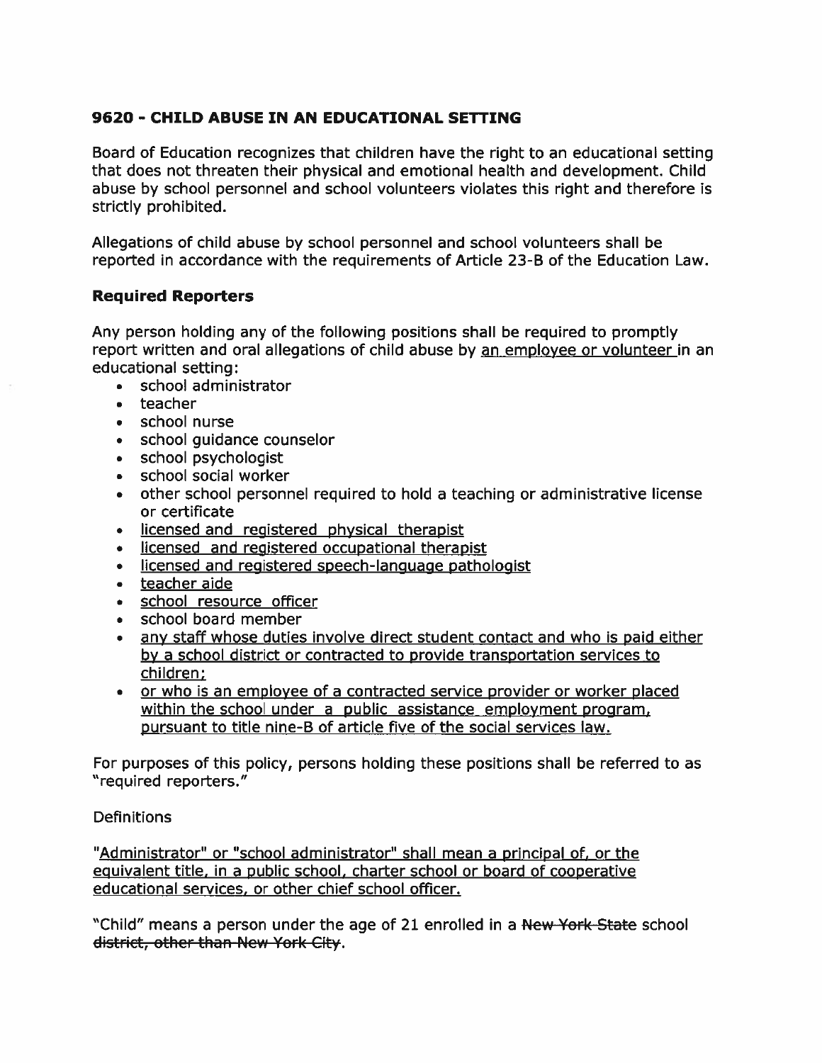## 9620 - CHILD ABUSE IN AN EDUCATIONAL SETTING

Board of Education recognizes that children have the right to an educational setting that does not threaten their physical and emotional health and development. Child abuse by school personnel and school volunteers violates this right and therefore is strictly prohibited.

Allegations of child abuse by school personnel and school volunteers shall be reported in accordance with the requirements of Article 23-B of the Education Law.

### Required Reporters

Any person holding any of the following positions shall be required to promptly report written and oral allegations of child abuse by <u>an employee or volunteer</u> in an educational setting:

- school administrator
- teacher
- school nurse
- school guidance counselor
- school psychologist
- school social worker
- other school personnel required to hold a teaching or administrative license or certificate
- <u>licensed and registered physical therapist</u>
- <u>licensed and registered occupational therapist</u>
- <u>licensed and registered speech-language pathologist</u>
- <u>teacher aide</u>
- <u>school resource officer</u>
- school board member
- <u>any staff whose duties involve direct student contact and who is paid either by a school district or contracted to provide transportation services to children;</u>
- <u>or who is an employee of a contracted service provider or worker placed within the school under a public assistance employment program, pursuant to title nine-B of article five of the social services law.</u>

For purposes of this policy, persons holding these positions shall be referred to as "required reporters."

Definitions

<u>"Administrator" or "school administrator" shall mean a principal of, or the equivalent title, in a public school, charter school or board of cooperative educational services, or other chief school officer.</u>

"Child" means a person under the age of 21 enrolled in a ~~New York State~~ school ~~district, other than New York City~~.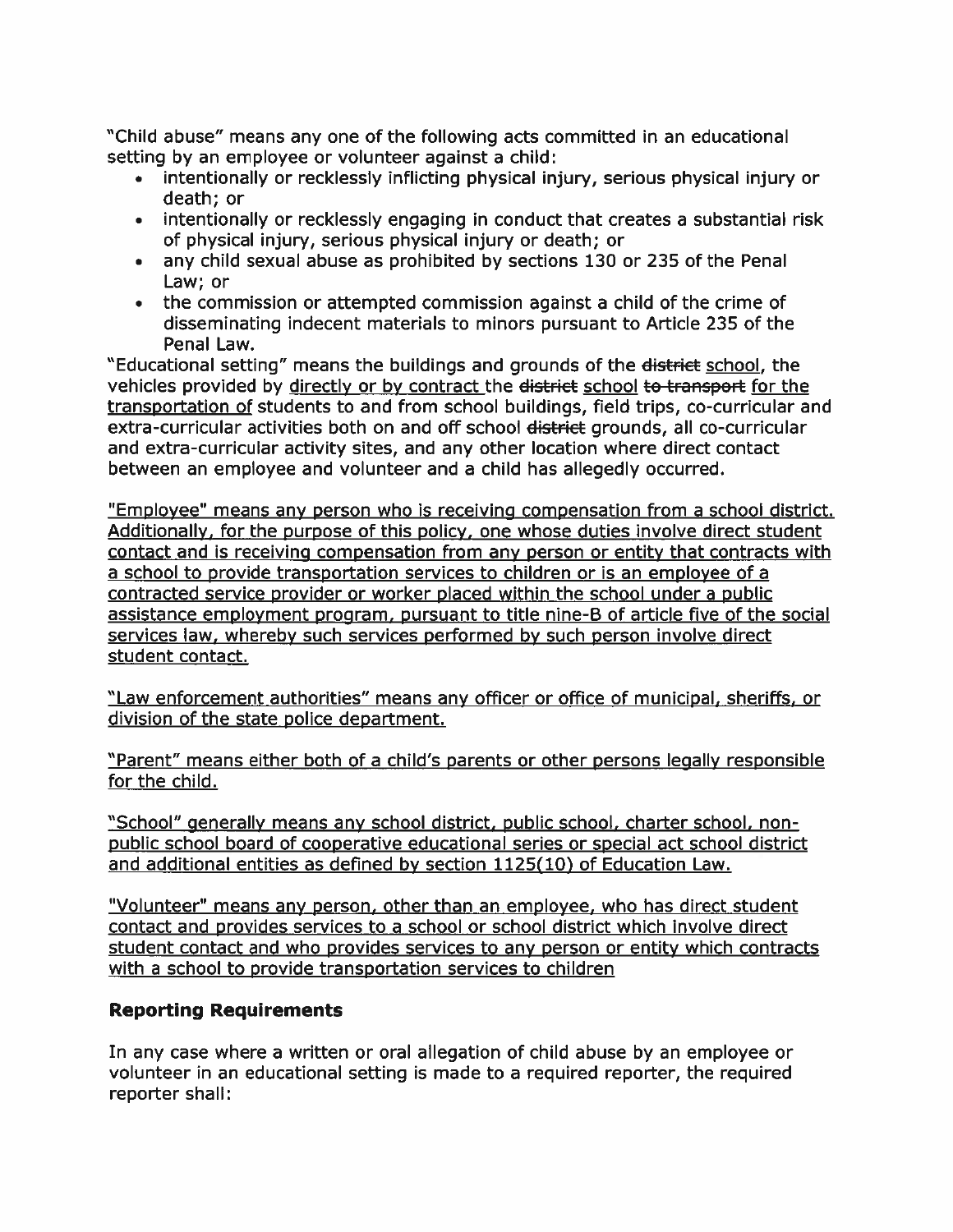"Child abuse" means any one of the following acts committed in an educational setting by an employee or volunteer against a child:

- intentionally or recklessly inflicting physical injury, serious physical injury or death; or
- intentionally or recklessly engaging in conduct that creates a substantial risk of physical injury, serious physical injury or death; or
- any child sexual abuse as prohibited by sections 130 or 235 of the Penal Law; or
- the commission or attempted commission against a child of the crime of disseminating indecent materials to minors pursuant to Article 235 of the Penal Law.

"Educational setting" means the buildings and grounds of the ~~district~~ school, the vehicles provided by directly or by contract the ~~district~~ school ~~to transport~~ for the transportation of students to and from school buildings, field trips, co-curricular and extra-curricular activities both on and off school ~~district~~ grounds, all co-curricular and extra-curricular activity sites, and any other location where direct contact between an employee and volunteer and a child has allegedly occurred.

"Employee" means any person who is receiving compensation from a school district. Additionally, for the purpose of this policy, one whose duties involve direct student contact and is receiving compensation from any person or entity that contracts with a school to provide transportation services to children or is an employee of a contracted service provider or worker placed within the school under a public assistance employment program, pursuant to title nine-B of article five of the social services law, whereby such services performed by such person involve direct student contact.

"Law enforcement authorities" means any officer or office of municipal, sheriffs, or division of the state police department.

"Parent" means either both of a child's parents or other persons legally responsible for the child.

"School" generally means any school district, public school, charter school, non-public school board of cooperative educational series or special act school district and additional entities as defined by section 1125(10) of Education Law.

"Volunteer" means any person, other than an employee, who has direct student contact and provides services to a school or school district which involve direct student contact and who provides services to any person or entity which contracts with a school to provide transportation services to children

## Reporting Requirements

In any case where a written or oral allegation of child abuse by an employee or volunteer in an educational setting is made to a required reporter, the required reporter shall: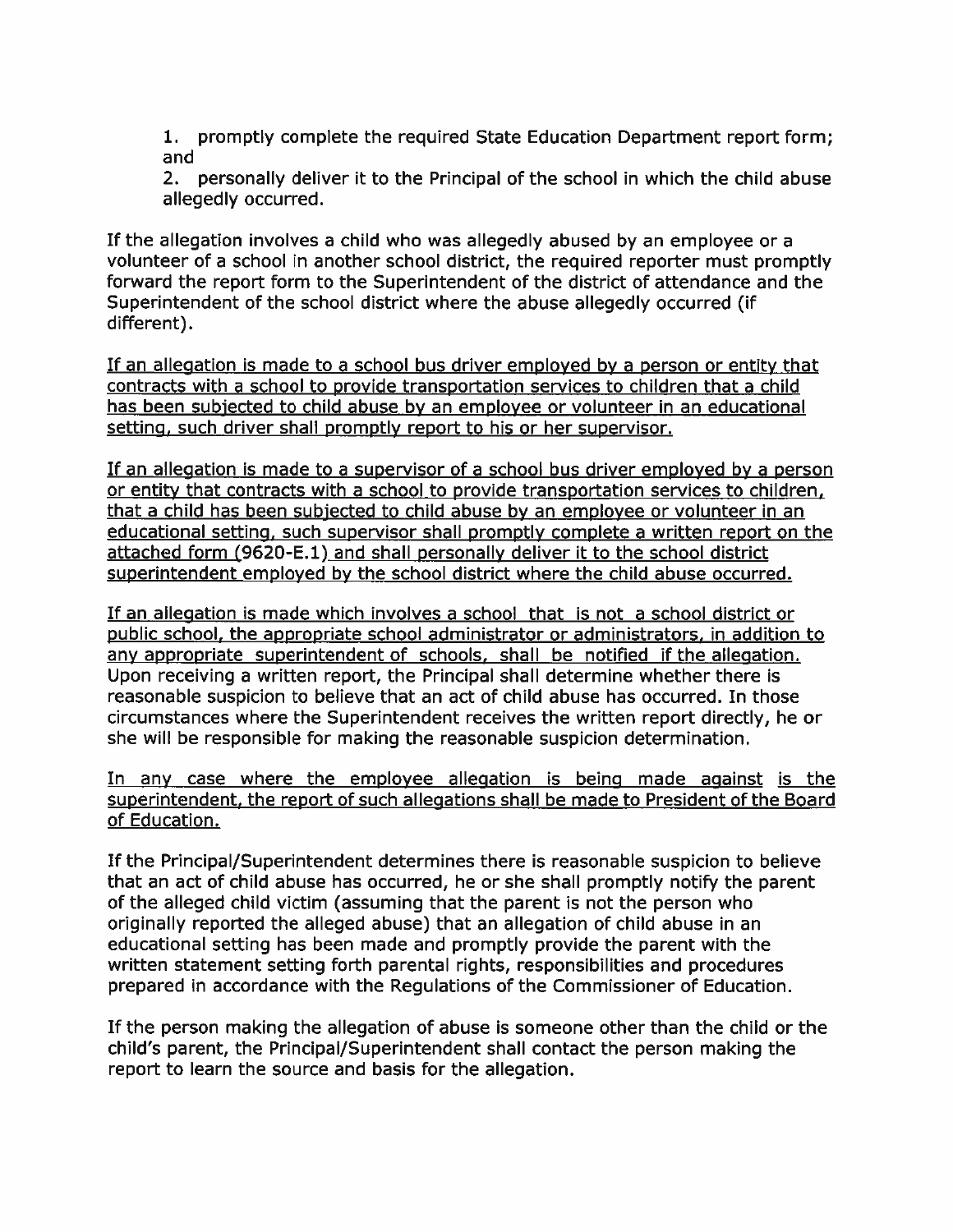1. promptly complete the required State Education Department report form; and
2. personally deliver it to the Principal of the school in which the child abuse allegedly occurred.

If the allegation involves a child who was allegedly abused by an employee or a volunteer of a school in another school district, the required reporter must promptly forward the report form to the Superintendent of the district of attendance and the Superintendent of the school district where the abuse allegedly occurred (if different).

<u>If an allegation is made to a school bus driver employed by a person or entity that contracts with a school to provide transportation services to children that a child has been subjected to child abuse by an employee or volunteer in an educational setting, such driver shall promptly report to his or her supervisor.</u>

<u>If an allegation is made to a supervisor of a school bus driver employed by a person or entity that contracts with a school to provide transportation services to children, that a child has been subjected to child abuse by an employee or volunteer in an educational setting, such supervisor shall promptly complete a written report on the attached form (9620-E.1) and shall personally deliver it to the school district superintendent employed by the school district where the child abuse occurred.</u>

<u>If an allegation is made which involves a school that is not a school district or public school, the appropriate school administrator or administrators, in addition to any appropriate superintendent of schools, shall be notified if the allegation.</u> Upon receiving a written report, the Principal shall determine whether there is reasonable suspicion to believe that an act of child abuse has occurred. In those circumstances where the Superintendent receives the written report directly, he or she will be responsible for making the reasonable suspicion determination.

<u>In any case where the employee allegation is being made against is the superintendent, the report of such allegations shall be made to President of the Board of Education.</u>

If the Principal/Superintendent determines there is reasonable suspicion to believe that an act of child abuse has occurred, he or she shall promptly notify the parent of the alleged child victim (assuming that the parent is not the person who originally reported the alleged abuse) that an allegation of child abuse in an educational setting has been made and promptly provide the parent with the written statement setting forth parental rights, responsibilities and procedures prepared in accordance with the Regulations of the Commissioner of Education.

If the person making the allegation of abuse is someone other than the child or the child's parent, the Principal/Superintendent shall contact the person making the report to learn the source and basis for the allegation.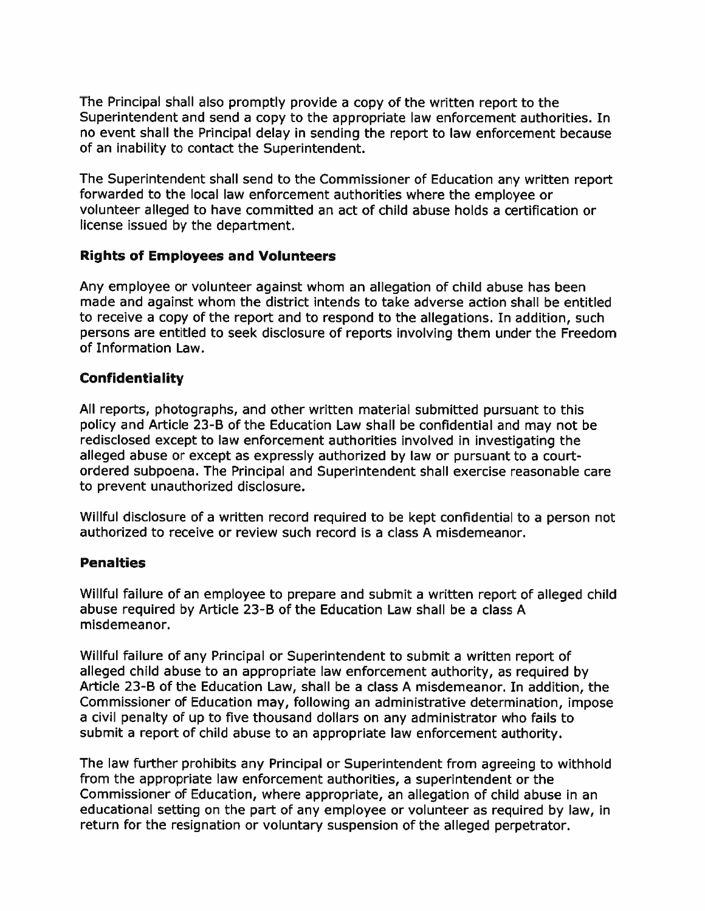The Principal shall also promptly provide a copy of the written report to the Superintendent and send a copy to the appropriate law enforcement authorities. In no event shall the Principal delay in sending the report to law enforcement because of an inability to contact the Superintendent.

The Superintendent shall send to the Commissioner of Education any written report forwarded to the local law enforcement authorities where the employee or volunteer alleged to have committed an act of child abuse holds a certification or license issued by the department.

### Rights of Employees and Volunteers

Any employee or volunteer against whom an allegation of child abuse has been made and against whom the district intends to take adverse action shall be entitled to receive a copy of the report and to respond to the allegations. In addition, such persons are entitled to seek disclosure of reports involving them under the Freedom of Information Law.

### Confidentiality

All reports, photographs, and other written material submitted pursuant to this policy and Article 23-B of the Education Law shall be confidential and may not be redisclosed except to law enforcement authorities involved in investigating the alleged abuse or except as expressly authorized by law or pursuant to a court-ordered subpoena. The Principal and Superintendent shall exercise reasonable care to prevent unauthorized disclosure.

Willful disclosure of a written record required to be kept confidential to a person not authorized to receive or review such record is a class A misdemeanor.

### Penalties

Willful failure of an employee to prepare and submit a written report of alleged child abuse required by Article 23-B of the Education Law shall be a class A misdemeanor.

Willful failure of any Principal or Superintendent to submit a written report of alleged child abuse to an appropriate law enforcement authority, as required by Article 23-B of the Education Law, shall be a class A misdemeanor. In addition, the Commissioner of Education may, following an administrative determination, impose a civil penalty of up to five thousand dollars on any administrator who fails to submit a report of child abuse to an appropriate law enforcement authority.

The law further prohibits any Principal or Superintendent from agreeing to withhold from the appropriate law enforcement authorities, a superintendent or the Commissioner of Education, where appropriate, an allegation of child abuse in an educational setting on the part of any employee or volunteer as required by law, in return for the resignation or voluntary suspension of the alleged perpetrator.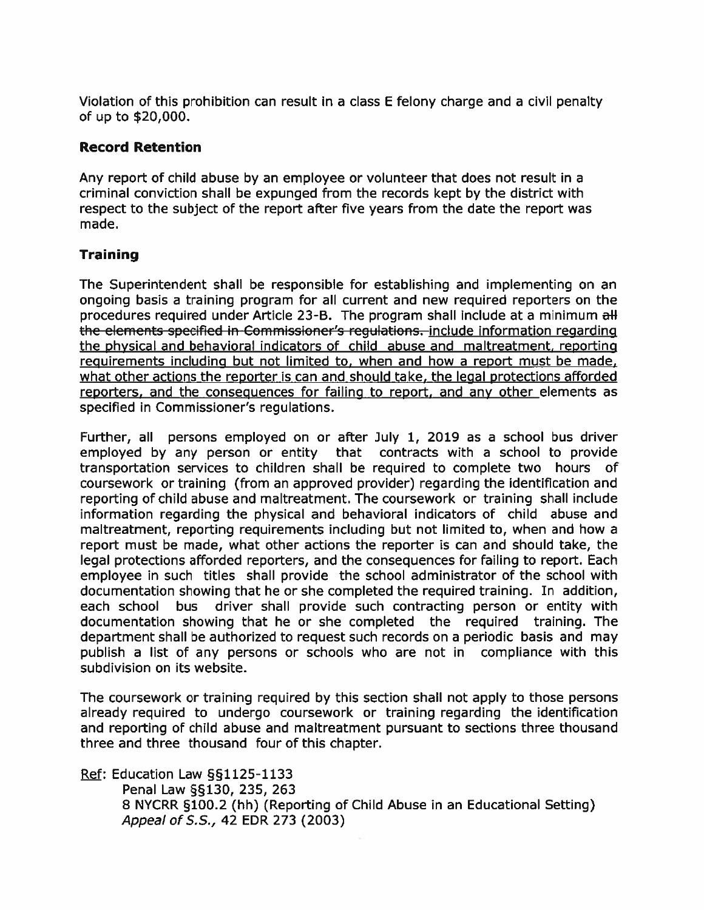Violation of this prohibition can result in a class E felony charge and a civil penalty of up to $20,000.

## Record Retention

Any report of child abuse by an employee or volunteer that does not result in a criminal conviction shall be expunged from the records kept by the district with respect to the subject of the report after five years from the date the report was made.

## Training

The Superintendent shall be responsible for establishing and implementing on an ongoing basis a training program for all current and new required reporters on the procedures required under Article 23-B. The program shall include at a minimum ~~all the elements specified in Commissioner's regulations.~~ <u>include information regarding the physical and behavioral indicators of child abuse and maltreatment, reporting requirements including but not limited to, when and how a report must be made, what other actions the reporter is can and should take, the legal protections afforded reporters, and the consequences for failing to report, and any other</u> elements as specified in Commissioner's regulations.

Further, all persons employed on or after July 1, 2019 as a school bus driver employed by any person or entity that contracts with a school to provide transportation services to children shall be required to complete two hours of coursework or training (from an approved provider) regarding the identification and reporting of child abuse and maltreatment. The coursework or training shall include information regarding the physical and behavioral indicators of child abuse and maltreatment, reporting requirements including but not limited to, when and how a report must be made, what other actions the reporter is can and should take, the legal protections afforded reporters, and the consequences for failing to report. Each employee in such titles shall provide the school administrator of the school with documentation showing that he or she completed the required training. In addition, each school bus driver shall provide such contracting person or entity with documentation showing that he or she completed the required training. The department shall be authorized to request such records on a periodic basis and may publish a list of any persons or schools who are not in compliance with this subdivision on its website.

The coursework or training required by this section shall not apply to those persons already required to undergo coursework or training regarding the identification and reporting of child abuse and maltreatment pursuant to sections three thousand three and three thousand four of this chapter.

<u>Ref</u>: Education Law §§1125-1133
Penal Law §§130, 235, 263
8 NYCRR §100.2 (hh) (Reporting of Child Abuse in an Educational Setting)
*Appeal of S.S.*, 42 EDR 273 (2003)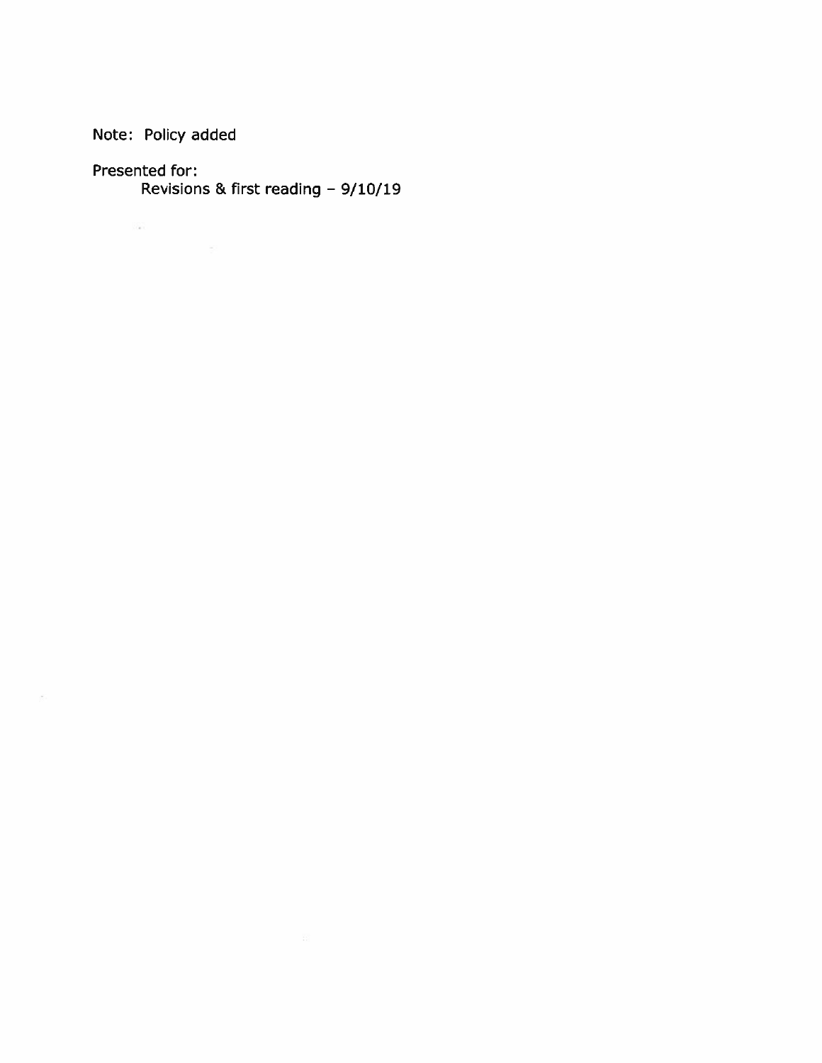Note: Policy added

Presented for:

Revisions & first reading – 9/10/19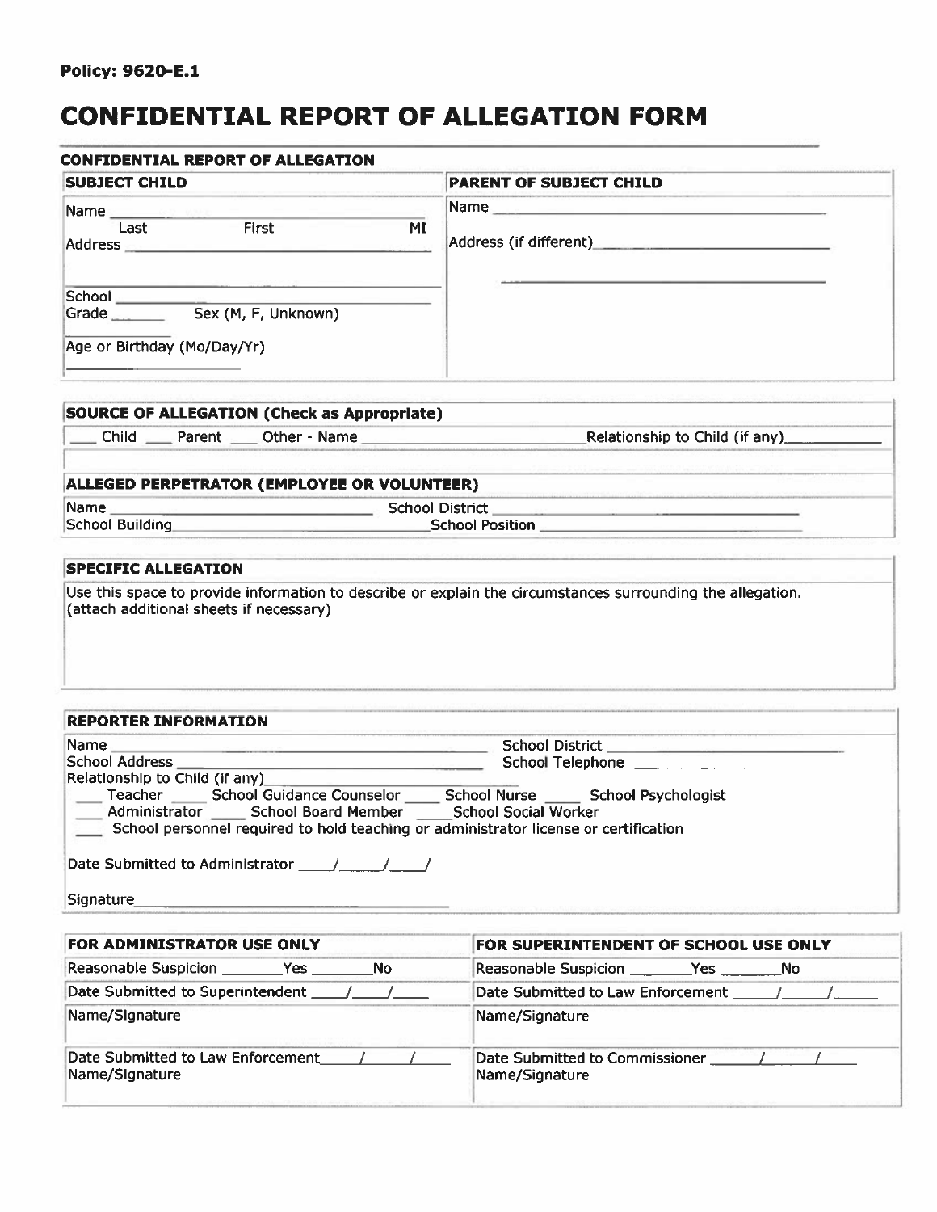**Policy: 9620-E.1**

# CONFIDENTIAL REPORT OF ALLEGATION FORM

## CONFIDENTIAL REPORT OF ALLEGATION

| SUBJECT CHILD | PARENT OF SUBJECT CHILD |
|---|---|
| Name ______________ (Last / First / MI) | Name ______________ |
| Address ______________ | Address (if different) ______________ |
| School ______________ | |
| Grade ______ Sex (M, F, Unknown) | |
| Age or Birthday (Mo/Day/Yr) ______________ | |

**SOURCE OF ALLEGATION (Check as Appropriate)**

___ Child ___ Parent ___ Other - Name ______________ Relationship to Child (if any) ______________

**ALLEGED PERPETRATOR (EMPLOYEE OR VOLUNTEER)**

Name ______________ School District ______________

School Building ______________ School Position ______________

**SPECIFIC ALLEGATION**

Use this space to provide information to describe or explain the circumstances surrounding the allegation. (attach additional sheets if necessary)

**REPORTER INFORMATION**

Name ______________ School District ______________

School Address ______________ School Telephone ______________

Relationship to Child (if any) ______________

___ Teacher ___ School Guidance Counselor ___ School Nurse ___ School Psychologist

___ Administrator ___ School Board Member ___ School Social Worker

___ School personnel required to hold teaching or administrator license or certification

Date Submitted to Administrator ___/___/___/

Signature ______________

| FOR ADMINISTRATOR USE ONLY | FOR SUPERINTENDENT OF SCHOOL USE ONLY |
|---|---|
| Reasonable Suspicion ______Yes ______No | Reasonable Suspicion ______Yes ______No |
| Date Submitted to Superintendent ___/___/___ | Date Submitted to Law Enforcement ___/___/___ |
| Name/Signature | Name/Signature |
| Date Submitted to Law Enforcement ___/___/___<br>Name/Signature | Date Submitted to Commissioner ___/___/___<br>Name/Signature |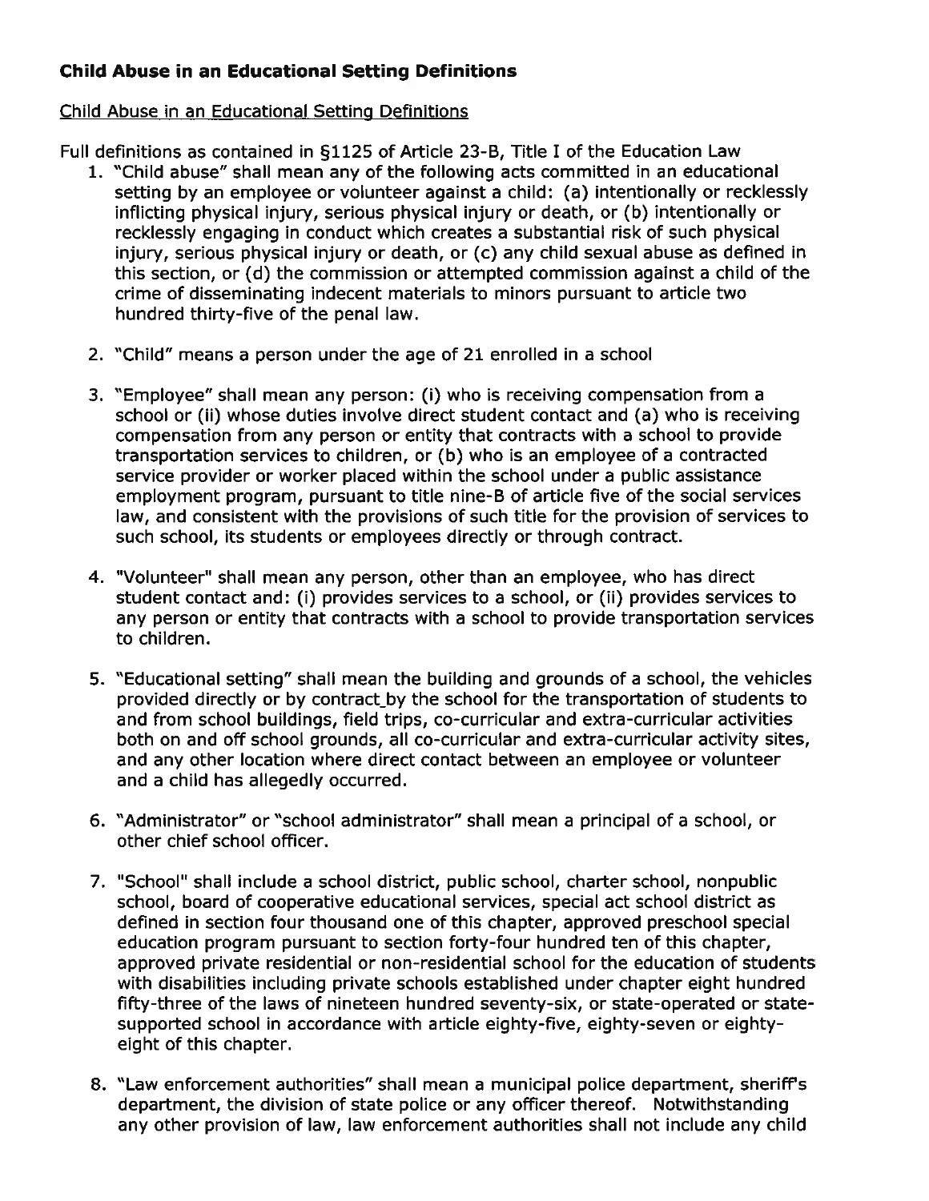**Child Abuse in an Educational Setting Definitions**

Child Abuse in an Educational Setting Definitions

Full definitions as contained in §1125 of Article 23-B, Title I of the Education Law

1. "Child abuse" shall mean any of the following acts committed in an educational setting by an employee or volunteer against a child: (a) intentionally or recklessly inflicting physical injury, serious physical injury or death, or (b) intentionally or recklessly engaging in conduct which creates a substantial risk of such physical injury, serious physical injury or death, or (c) any child sexual abuse as defined in this section, or (d) the commission or attempted commission against a child of the crime of disseminating indecent materials to minors pursuant to article two hundred thirty-five of the penal law.

2. "Child" means a person under the age of 21 enrolled in a school

3. "Employee" shall mean any person: (i) who is receiving compensation from a school or (ii) whose duties involve direct student contact and (a) who is receiving compensation from any person or entity that contracts with a school to provide transportation services to children, or (b) who is an employee of a contracted service provider or worker placed within the school under a public assistance employment program, pursuant to title nine-B of article five of the social services law, and consistent with the provisions of such title for the provision of services to such school, its students or employees directly or through contract.

4. "Volunteer" shall mean any person, other than an employee, who has direct student contact and: (i) provides services to a school, or (ii) provides services to any person or entity that contracts with a school to provide transportation services to children.

5. "Educational setting" shall mean the building and grounds of a school, the vehicles provided directly or by contract by the school for the transportation of students to and from school buildings, field trips, co-curricular and extra-curricular activities both on and off school grounds, all co-curricular and extra-curricular activity sites, and any other location where direct contact between an employee or volunteer and a child has allegedly occurred.

6. "Administrator" or "school administrator" shall mean a principal of a school, or other chief school officer.

7. "School" shall include a school district, public school, charter school, nonpublic school, board of cooperative educational services, special act school district as defined in section four thousand one of this chapter, approved preschool special education program pursuant to section forty-four hundred ten of this chapter, approved private residential or non-residential school for the education of students with disabilities including private schools established under chapter eight hundred fifty-three of the laws of nineteen hundred seventy-six, or state-operated or state-supported school in accordance with article eighty-five, eighty-seven or eighty-eight of this chapter.

8. "Law enforcement authorities" shall mean a municipal police department, sheriff's department, the division of state police or any officer thereof. Notwithstanding any other provision of law, law enforcement authorities shall not include any child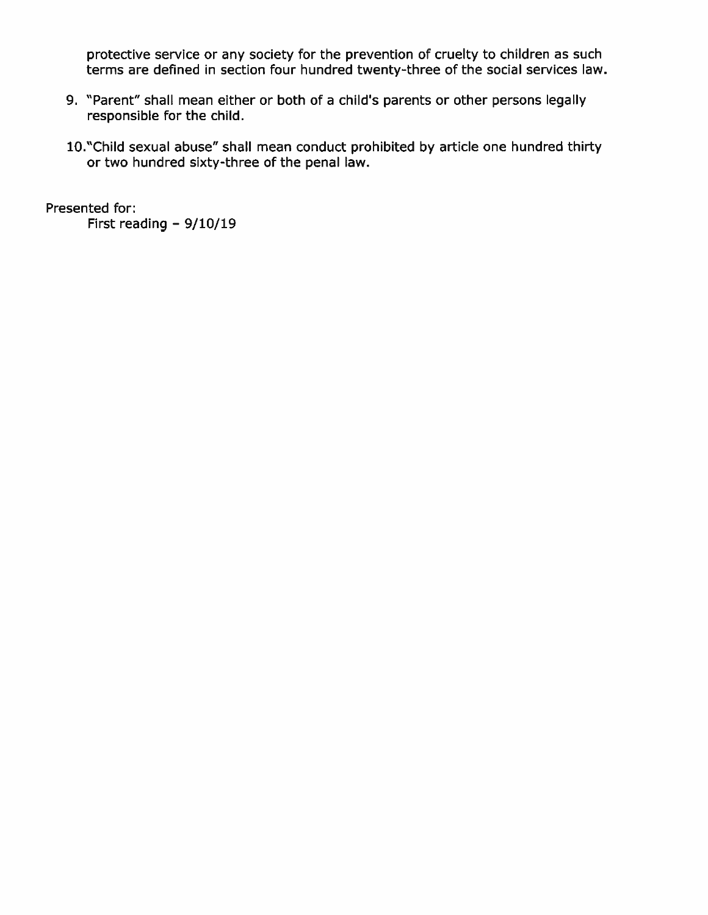protective service or any society for the prevention of cruelty to children as such terms are defined in section four hundred twenty-three of the social services law.

9. "Parent" shall mean either or both of a child's parents or other persons legally responsible for the child.

10. "Child sexual abuse" shall mean conduct prohibited by article one hundred thirty or two hundred sixty-three of the penal law.

Presented for:
First reading – 9/10/19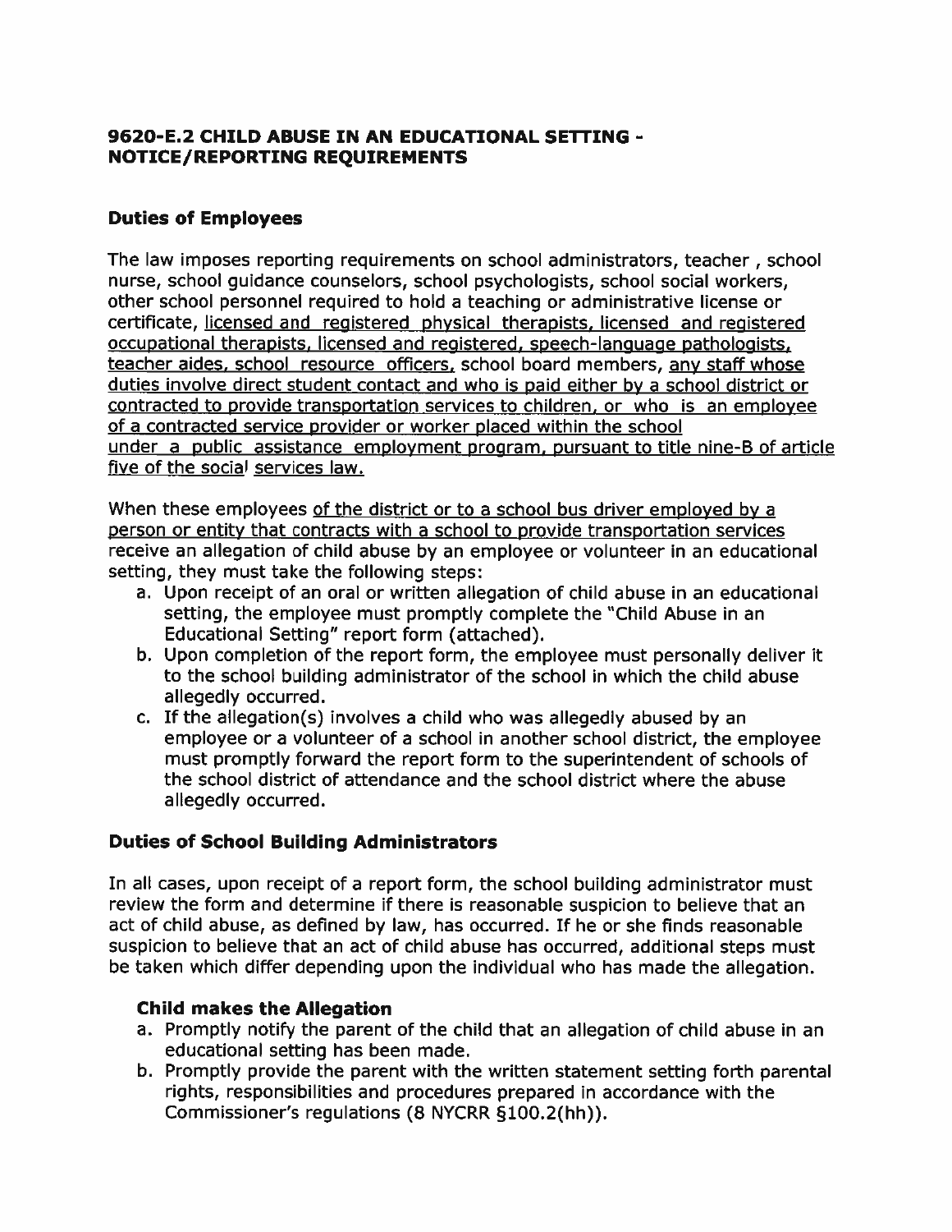## 9620-E.2 CHILD ABUSE IN AN EDUCATIONAL SETTING - NOTICE/REPORTING REQUIREMENTS

### Duties of Employees

The law imposes reporting requirements on school administrators, teacher , school nurse, school guidance counselors, school psychologists, school social workers, other school personnel required to hold a teaching or administrative license or certificate, licensed and registered physical therapists, licensed and registered occupational therapists, licensed and registered, speech-language pathologists, teacher aides, school resource officers, school board members, any staff whose duties involve direct student contact and who is paid either by a school district or contracted to provide transportation services to children, or who is an employee of a contracted service provider or worker placed within the school under a public assistance employment program, pursuant to title nine-B of article five of the social services law.

When these employees of the district or to a school bus driver employed by a person or entity that contracts with a school to provide transportation services receive an allegation of child abuse by an employee or volunteer in an educational setting, they must take the following steps:

a. Upon receipt of an oral or written allegation of child abuse in an educational setting, the employee must promptly complete the "Child Abuse in an Educational Setting" report form (attached).
b. Upon completion of the report form, the employee must personally deliver it to the school building administrator of the school in which the child abuse allegedly occurred.
c. If the allegation(s) involves a child who was allegedly abused by an employee or a volunteer of a school in another school district, the employee must promptly forward the report form to the superintendent of schools of the school district of attendance and the school district where the abuse allegedly occurred.

### Duties of School Building Administrators

In all cases, upon receipt of a report form, the school building administrator must review the form and determine if there is reasonable suspicion to believe that an act of child abuse, as defined by law, has occurred. If he or she finds reasonable suspicion to believe that an act of child abuse has occurred, additional steps must be taken which differ depending upon the individual who has made the allegation.

#### Child makes the Allegation

a. Promptly notify the parent of the child that an allegation of child abuse in an educational setting has been made.
b. Promptly provide the parent with the written statement setting forth parental rights, responsibilities and procedures prepared in accordance with the Commissioner's regulations (8 NYCRR §100.2(hh)).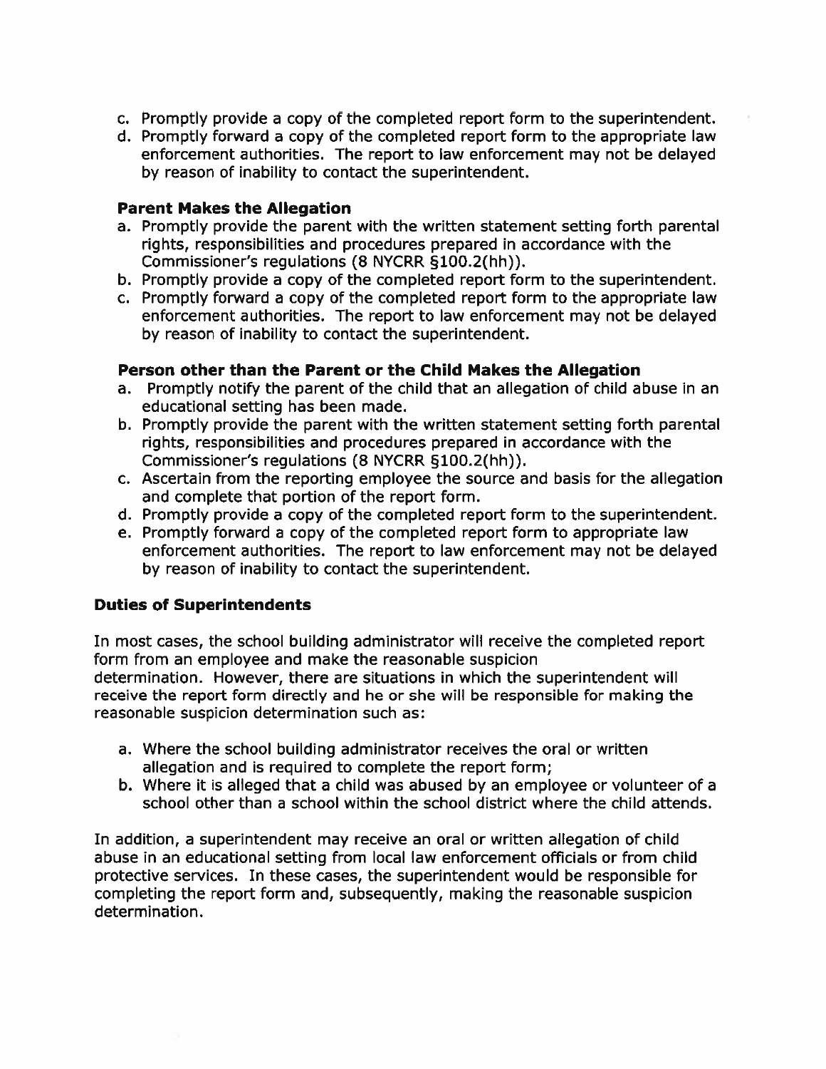c. Promptly provide a copy of the completed report form to the superintendent.
d. Promptly forward a copy of the completed report form to the appropriate law enforcement authorities. The report to law enforcement may not be delayed by reason of inability to contact the superintendent.

**Parent Makes the Allegation**

a. Promptly provide the parent with the written statement setting forth parental rights, responsibilities and procedures prepared in accordance with the Commissioner's regulations (8 NYCRR §100.2(hh)).
b. Promptly provide a copy of the completed report form to the superintendent.
c. Promptly forward a copy of the completed report form to the appropriate law enforcement authorities. The report to law enforcement may not be delayed by reason of inability to contact the superintendent.

**Person other than the Parent or the Child Makes the Allegation**

a. Promptly notify the parent of the child that an allegation of child abuse in an educational setting has been made.
b. Promptly provide the parent with the written statement setting forth parental rights, responsibilities and procedures prepared in accordance with the Commissioner's regulations (8 NYCRR §100.2(hh)).
c. Ascertain from the reporting employee the source and basis for the allegation and complete that portion of the report form.
d. Promptly provide a copy of the completed report form to the superintendent.
e. Promptly forward a copy of the completed report form to appropriate law enforcement authorities. The report to law enforcement may not be delayed by reason of inability to contact the superintendent.

## Duties of Superintendents

In most cases, the school building administrator will receive the completed report form from an employee and make the reasonable suspicion determination. However, there are situations in which the superintendent will receive the report form directly and he or she will be responsible for making the reasonable suspicion determination such as:

a. Where the school building administrator receives the oral or written allegation and is required to complete the report form;
b. Where it is alleged that a child was abused by an employee or volunteer of a school other than a school within the school district where the child attends.

In addition, a superintendent may receive an oral or written allegation of child abuse in an educational setting from local law enforcement officials or from child protective services. In these cases, the superintendent would be responsible for completing the report form and, subsequently, making the reasonable suspicion determination.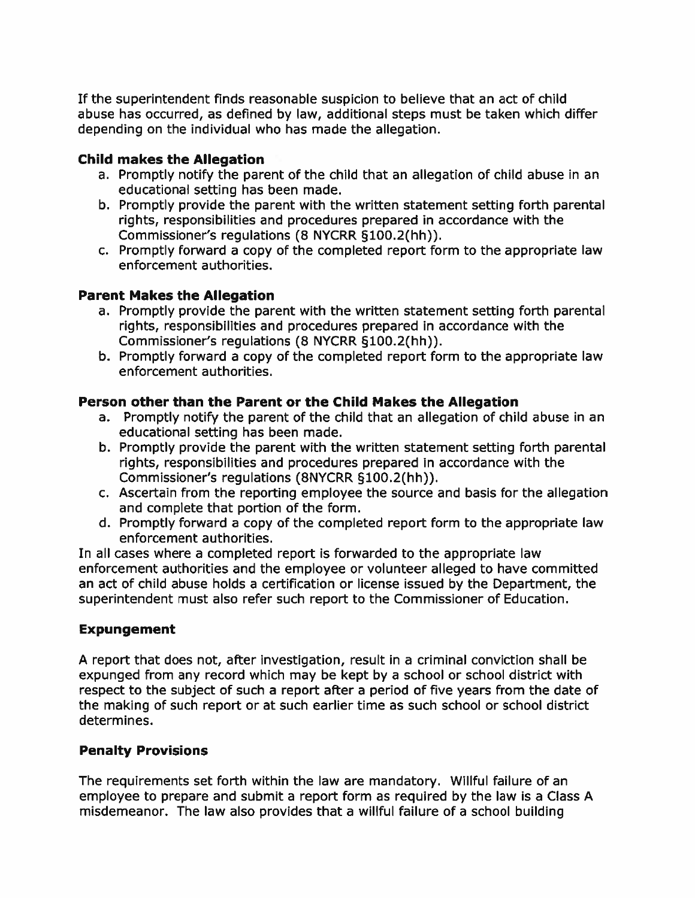If the superintendent finds reasonable suspicion to believe that an act of child abuse has occurred, as defined by law, additional steps must be taken which differ depending on the individual who has made the allegation.

**Child makes the Allegation**

a. Promptly notify the parent of the child that an allegation of child abuse in an educational setting has been made.
b. Promptly provide the parent with the written statement setting forth parental rights, responsibilities and procedures prepared in accordance with the Commissioner's regulations (8 NYCRR §100.2(hh)).
c. Promptly forward a copy of the completed report form to the appropriate law enforcement authorities.

**Parent Makes the Allegation**

a. Promptly provide the parent with the written statement setting forth parental rights, responsibilities and procedures prepared in accordance with the Commissioner's regulations (8 NYCRR §100.2(hh)).
b. Promptly forward a copy of the completed report form to the appropriate law enforcement authorities.

**Person other than the Parent or the Child Makes the Allegation**

a. Promptly notify the parent of the child that an allegation of child abuse in an educational setting has been made.
b. Promptly provide the parent with the written statement setting forth parental rights, responsibilities and procedures prepared in accordance with the Commissioner's regulations (8NYCRR §100.2(hh)).
c. Ascertain from the reporting employee the source and basis for the allegation and complete that portion of the form.
d. Promptly forward a copy of the completed report form to the appropriate law enforcement authorities.

In all cases where a completed report is forwarded to the appropriate law enforcement authorities and the employee or volunteer alleged to have committed an act of child abuse holds a certification or license issued by the Department, the superintendent must also refer such report to the Commissioner of Education.

**Expungement**

A report that does not, after investigation, result in a criminal conviction shall be expunged from any record which may be kept by a school or school district with respect to the subject of such a report after a period of five years from the date of the making of such report or at such earlier time as such school or school district determines.

**Penalty Provisions**

The requirements set forth within the law are mandatory. Willful failure of an employee to prepare and submit a report form as required by the law is a Class A misdemeanor. The law also provides that a willful failure of a school building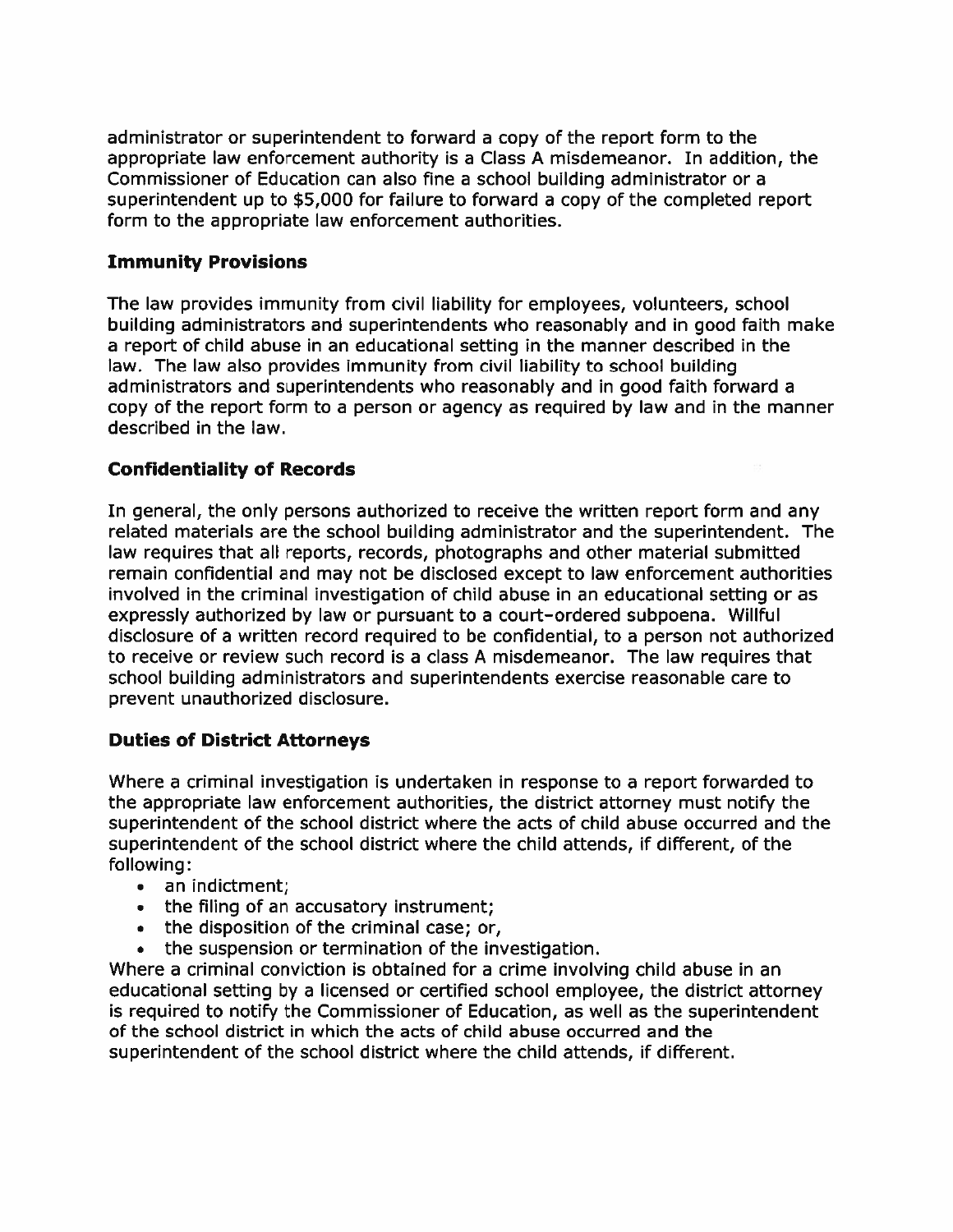administrator or superintendent to forward a copy of the report form to the appropriate law enforcement authority is a Class A misdemeanor. In addition, the Commissioner of Education can also fine a school building administrator or a superintendent up to $5,000 for failure to forward a copy of the completed report form to the appropriate law enforcement authorities.

### Immunity Provisions

The law provides immunity from civil liability for employees, volunteers, school building administrators and superintendents who reasonably and in good faith make a report of child abuse in an educational setting in the manner described in the law. The law also provides immunity from civil liability to school building administrators and superintendents who reasonably and in good faith forward a copy of the report form to a person or agency as required by law and in the manner described in the law.

### Confidentiality of Records

In general, the only persons authorized to receive the written report form and any related materials are the school building administrator and the superintendent. The law requires that all reports, records, photographs and other material submitted remain confidential and may not be disclosed except to law enforcement authorities involved in the criminal investigation of child abuse in an educational setting or as expressly authorized by law or pursuant to a court-ordered subpoena. Willful disclosure of a written record required to be confidential, to a person not authorized to receive or review such record is a class A misdemeanor. The law requires that school building administrators and superintendents exercise reasonable care to prevent unauthorized disclosure.

### Duties of District Attorneys

Where a criminal investigation is undertaken in response to a report forwarded to the appropriate law enforcement authorities, the district attorney must notify the superintendent of the school district where the acts of child abuse occurred and the superintendent of the school district where the child attends, if different, of the following:

- an indictment;
- the filing of an accusatory instrument;
- the disposition of the criminal case; or,
- the suspension or termination of the investigation.

Where a criminal conviction is obtained for a crime involving child abuse in an educational setting by a licensed or certified school employee, the district attorney is required to notify the Commissioner of Education, as well as the superintendent of the school district in which the acts of child abuse occurred and the superintendent of the school district where the child attends, if different.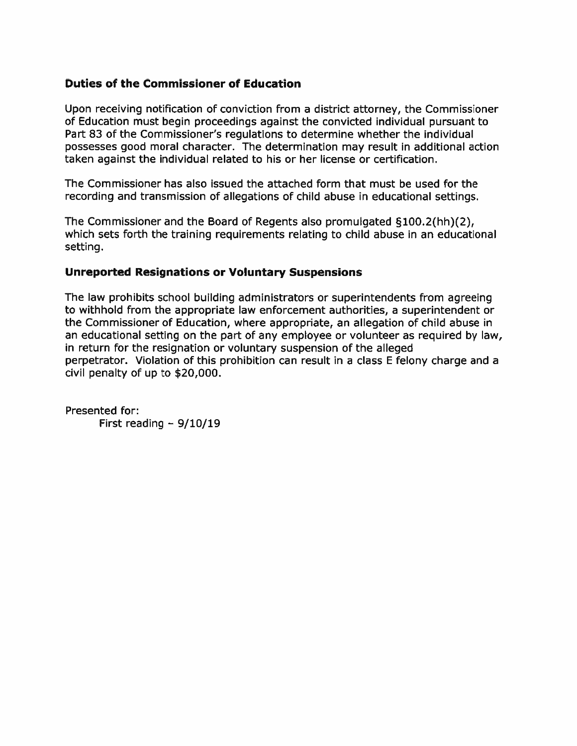### Duties of the Commissioner of Education

Upon receiving notification of conviction from a district attorney, the Commissioner of Education must begin proceedings against the convicted individual pursuant to Part 83 of the Commissioner's regulations to determine whether the individual possesses good moral character. The determination may result in additional action taken against the individual related to his or her license or certification.

The Commissioner has also issued the attached form that must be used for the recording and transmission of allegations of child abuse in educational settings.

The Commissioner and the Board of Regents also promulgated §100.2(hh)(2), which sets forth the training requirements relating to child abuse in an educational setting.

### Unreported Resignations or Voluntary Suspensions

The law prohibits school building administrators or superintendents from agreeing to withhold from the appropriate law enforcement authorities, a superintendent or the Commissioner of Education, where appropriate, an allegation of child abuse in an educational setting on the part of any employee or volunteer as required by law, in return for the resignation or voluntary suspension of the alleged perpetrator. Violation of this prohibition can result in a class E felony charge and a civil penalty of up to $20,000.

Presented for:
First reading – 9/10/19